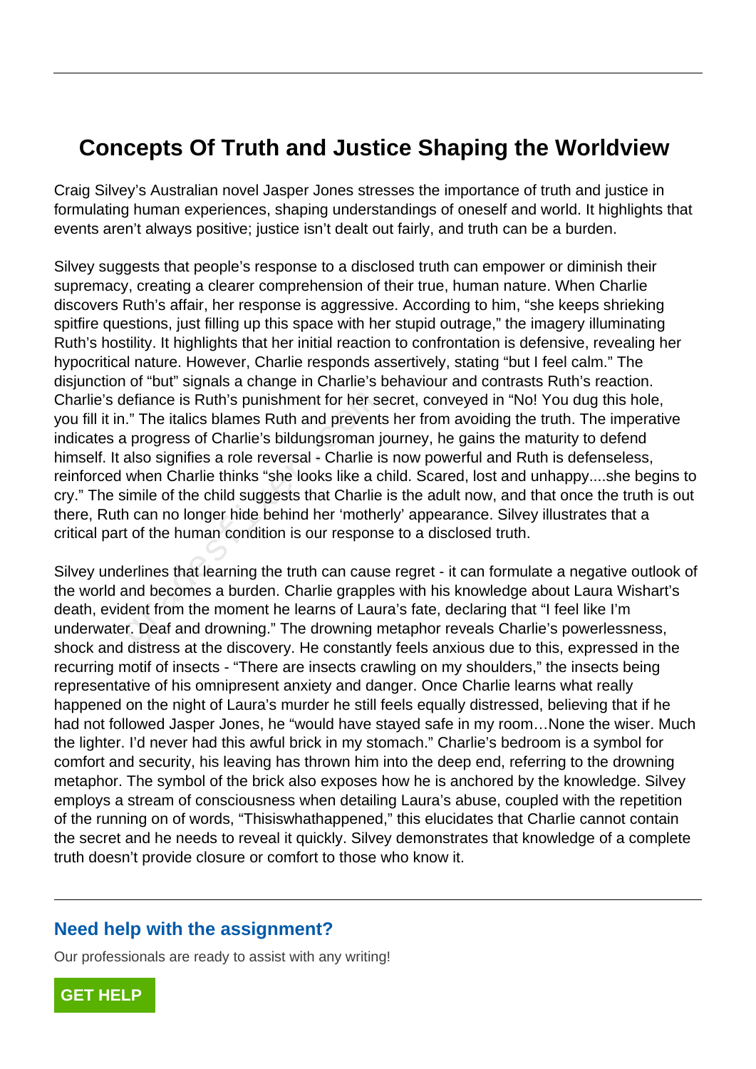# Concepts Of Truth and Justice Shaping the Worldview

Craig Silvey's Australian novel Jasper Jones stresses the importance of truth and justice in formulating human experiences, shaping understandings of oneself and world. It highlights that events aren't always positive; justice isn't dealt out fairly, and truth can be a burden.

Silvey suggests that people's response to a disclosed truth can empower or diminish their supremacy, creating a clearer comprehension of their true, human nature. When Charlie discovers Ruth's affair, her response is aggressive. According to him, "she keeps shrieking spitfire questions, just filling up this space with her stupid outrage," the imagery illuminating Ruth's hostility. It highlights that her initial reaction to confrontation is defensive, revealing her hypocritical nature. However, Charlie responds assertively, stating "but I feel calm." The disjunction of "but" signals a change in Charlie's behaviour and contrasts Ruth's reaction. Charlie's defiance is Ruth's punishment for her secret, conveyed in "No! You dug this hole, you fill it in." The italics blames Ruth and prevents her from avoiding the truth. The imperative indicates a progress of Charlie's bildungsroman journey, he gains the maturity to defend himself. It also signifies a role reversal - Charlie is now powerful and Ruth is defenseless, reinforced when Charlie thinks "she looks like a child. Scared, lost and unhappy....she begins to cry." The simile of the child suggests that Charlie is the adult now, and that once the truth is out there, Ruth can no longer hide behind her 'motherly' appearance. Silvey illustrates that a critical part of the human condition is our response to a disclosed truth.

Silvey underlines that learning the truth can cause regret - it can formulate a negative outlook of the world and becomes a burden. Charlie grapples with his knowledge about Laura Wishart's death, evident from the moment he learns of Laura's fate, declaring that "I feel like I'm underwater. Deaf and drowning." The drowning metaphor reveals Charlie's powerlessness, shock and distress at the discovery. He constantly feels anxious due to this, expressed in the recurring motif of insects - "There are insects crawling on my shoulders," the insects being representative of his omnipresent anxiety and danger. Once Charlie learns what really happened on the night of Laura's murder he still feels equally distressed, believing that if he had not followed Jasper Jones, he "would have stayed safe in my room…None the wiser. Much the lighter. I'd never had this awful brick in my stomach." Charlie's bedroom is a symbol for comfort and security, his leaving has thrown him into the deep end, referring to the drowning metaphor. The symbol of the brick also exposes how he is anchored by the knowledge. Silvey employs a stream of consciousness when detailing Laura's abuse, coupled with the repetition of the running on of words, "Thisiswhathappened," this elucidates that Charlie cannot contain the secret and he needs to reveal it quickly. Silvey demonstrates that knowledge of a complete truth doesn't provide closure or comfort to those who know it.

## Need help with the assignment?

Our professionals are ready to assist with any writing!

GET HELP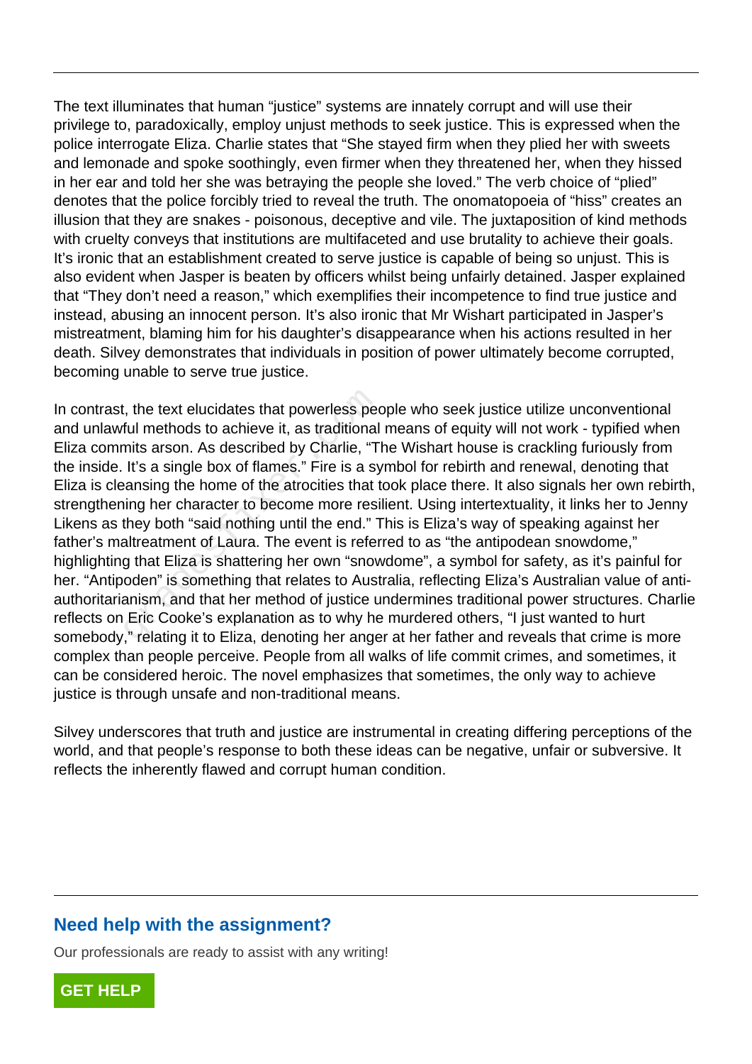The text illuminates that human "justice" systems are innately corrupt and will use their privilege to, paradoxically, employ unjust methods to seek justice. This is expressed when the police interrogate Eliza. Charlie states that "She stayed firm when they plied her with sweets and lemonade and spoke soothingly, even firmer when they threatened her, when they hissed in her ear and told her she was betraying the people she loved." The verb choice of "plied" denotes that the police forcibly tried to reveal the truth. The onomatopoeia of "hiss" creates an illusion that they are snakes - poisonous, deceptive and vile. The juxtaposition of kind methods with cruelty conveys that institutions are multifaceted and use brutality to achieve their goals. It's ironic that an establishment created to serve justice is capable of being so unjust. This is also evident when Jasper is beaten by officers whilst being unfairly detained. Jasper explained that "They don't need a reason," which exemplifies their incompetence to find true justice and instead, abusing an innocent person. It's also ironic that Mr Wishart participated in Jasper's mistreatment, blaming him for his daughter's disappearance when his actions resulted in her death. Silvey demonstrates that individuals in position of power ultimately become corrupted, becoming unable to serve true justice.

In contrast, the text elucidates that powerless people who seek justice utilize unconventional and unlawful methods to achieve it, as traditional means of equity will not work - typified when Eliza commits arson. As described by Charlie, "The Wishart house is crackling furiously from the inside. It's a single box of flames." Fire is a symbol for rebirth and renewal, denoting that Eliza is cleansing the home of the atrocities that took place there. It also signals her own rebirth, strengthening her character to become more resilient. Using intertextuality, it links her to Jenny Likens as they both "said nothing until the end." This is Eliza's way of speaking against her father's maltreatment of Laura. The event is referred to as "the antipodean snowdome," highlighting that Eliza is shattering her own "snowdome", a symbol for safety, as it's painful for her. "Antipoden" is something that relates to Australia, reflecting Eliza's Australian value of anti-authoritarianism, and that her method of justice undermines traditional power structures. Charlie reflects on Eric Cooke's explanation as to why he murdered others, "I just wanted to hurt somebody," relating it to Eliza, denoting her anger at her father and reveals that crime is more complex than people perceive. People from all walks of life commit crimes, and sometimes, it can be considered heroic. The novel emphasizes that sometimes, the only way to achieve justice is through unsafe and non-traditional means.

Silvey underscores that truth and justice are instrumental in creating differing perceptions of the world, and that people's response to both these ideas can be negative, unfair or subversive. It reflects the inherently flawed and corrupt human condition.

## Need help with the assignment?

Our professionals are ready to assist with any writing!

**GET HELP**